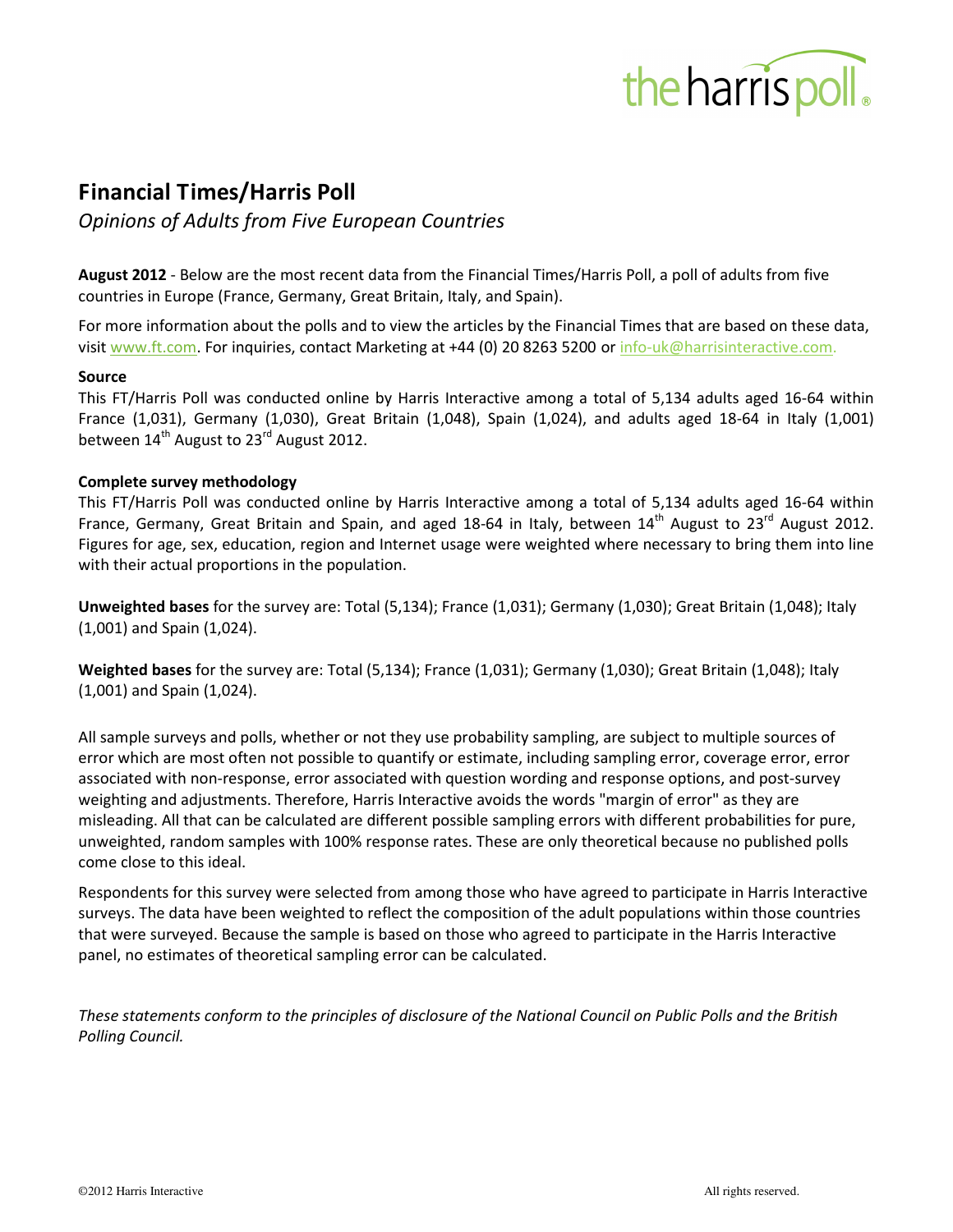# Financial Times/Harris Poll

*Opinions of Adults from Five European Countries*

**August 2012** - Below are the most recent data from the Financial Times/Harris Poll, a poll of adults from five countries in Europe (France, Germany, Great Britain, Italy, and Spain).

For more information about the polls and to view the articles by the Financial Times that are based on these data, visit [www.ft.com](www.ft.com). For inquiries, contact Marketing at +44 (0) 20 8263 5200 or info-uk@harrisinteractive.com.

**Source**

This FT/Harris Poll was conducted online by Harris Interactive among a total of 5,134 adults aged 16-64 within France (1,031), Germany (1,030), Great Britain (1,048), Spain (1,024), and adults aged 18-64 in Italy (1,001) between 14th August to 23rd August 2012.

**Complete survey methodology**

This FT/Harris Poll was conducted online by Harris Interactive among a total of 5,134 adults aged 16-64 within France, Germany, Great Britain and Spain, and aged 18-64 in Italy, between 14th August to 23rd August 2012. Figures for age, sex, education, region and Internet usage were weighted where necessary to bring them into line with their actual proportions in the population.

**Unweighted bases** for the survey are: Total (5,134); France (1,031); Germany (1,030); Great Britain (1,048); Italy (1,001) and Spain (1,024).

**Weighted bases** for the survey are: Total (5,134); France (1,031); Germany (1,030); Great Britain (1,048); Italy (1,001) and Spain (1,024).

All sample surveys and polls, whether or not they use probability sampling, are subject to multiple sources of error which are most often not possible to quantify or estimate, including sampling error, coverage error, error associated with non-response, error associated with question wording and response options, and post-survey weighting and adjustments. Therefore, Harris Interactive avoids the words "margin of error" as they are misleading. All that can be calculated are different possible sampling errors with different probabilities for pure, unweighted, random samples with 100% response rates. These are only theoretical because no published polls come close to this ideal.

Respondents for this survey were selected from among those who have agreed to participate in Harris Interactive surveys. The data have been weighted to reflect the composition of the adult populations within those countries that were surveyed. Because the sample is based on those who agreed to participate in the Harris Interactive panel, no estimates of theoretical sampling error can be calculated.

*These statements conform to the principles of disclosure of the National Council on Public Polls and the British Polling Council.*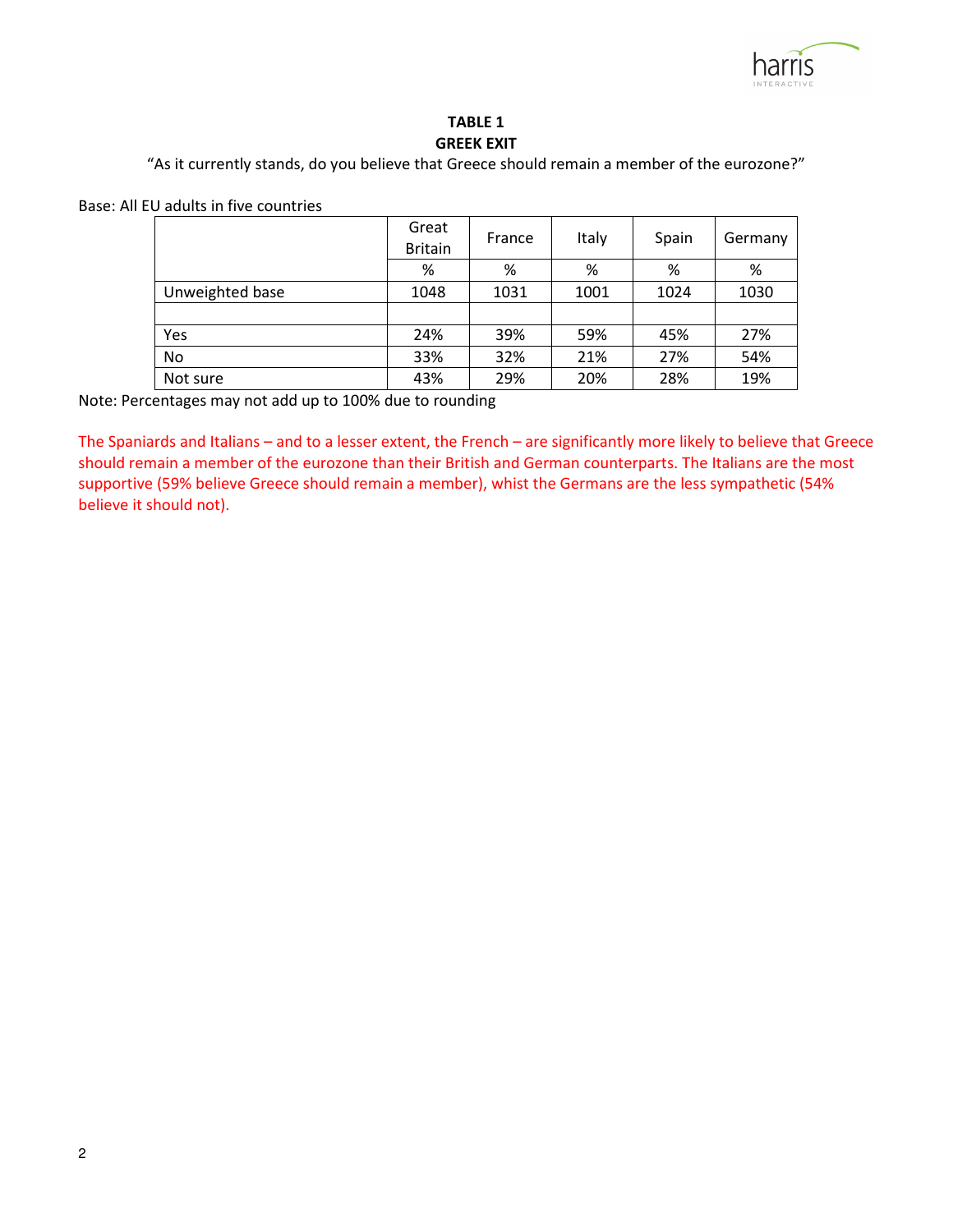**TABLE 1**
**GREEK EXIT**

"As it currently stands, do you believe that Greece should remain a member of the eurozone?"

Base: All EU adults in five countries

| | Great Britain | France | Italy | Spain | Germany |
|---|---|---|---|---|---|
| | % | % | % | % | % |
| Unweighted base | 1048 | 1031 | 1001 | 1024 | 1030 |
| | | | | | |
| Yes | 24% | 39% | 59% | 45% | 27% |
| No | 33% | 32% | 21% | 27% | 54% |
| Not sure | 43% | 29% | 20% | 28% | 19% |

Note: Percentages may not add up to 100% due to rounding

The Spaniards and Italians – and to a lesser extent, the French – are significantly more likely to believe that Greece should remain a member of the eurozone than their British and German counterparts. The Italians are the most supportive (59% believe Greece should remain a member), whist the Germans are the less sympathetic (54% believe it should not).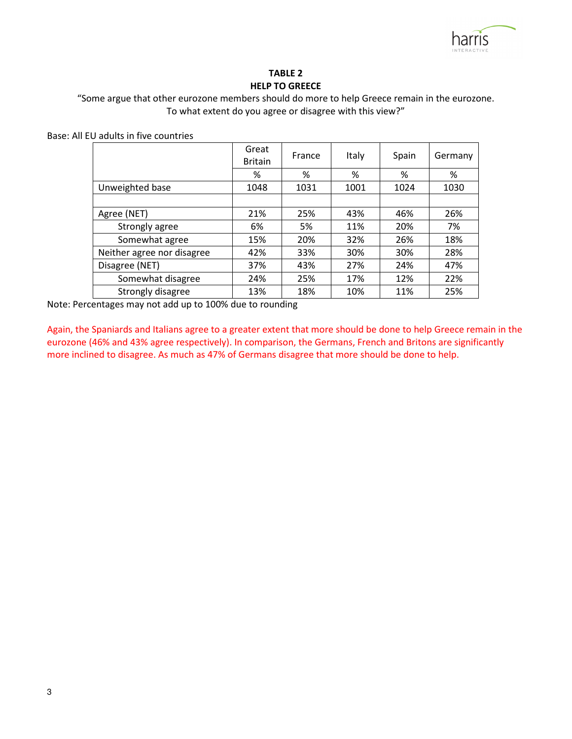## TABLE 2
## HELP TO GREECE

"Some argue that other eurozone members should do more to help Greece remain in the eurozone. To what extent do you agree or disagree with this view?"

Base: All EU adults in five countries

| | Great Britain | France | Italy | Spain | Germany |
|---|---|---|---|---|---|
| | % | % | % | % | % |
| Unweighted base | 1048 | 1031 | 1001 | 1024 | 1030 |
| | | | | | |
| Agree (NET) | 21% | 25% | 43% | 46% | 26% |
| Strongly agree | 6% | 5% | 11% | 20% | 7% |
| Somewhat agree | 15% | 20% | 32% | 26% | 18% |
| Neither agree nor disagree | 42% | 33% | 30% | 30% | 28% |
| Disagree (NET) | 37% | 43% | 27% | 24% | 47% |
| Somewhat disagree | 24% | 25% | 17% | 12% | 22% |
| Strongly disagree | 13% | 18% | 10% | 11% | 25% |

Note: Percentages may not add up to 100% due to rounding

Again, the Spaniards and Italians agree to a greater extent that more should be done to help Greece remain in the eurozone (46% and 43% agree respectively). In comparison, the Germans, French and Britons are significantly more inclined to disagree. As much as 47% of Germans disagree that more should be done to help.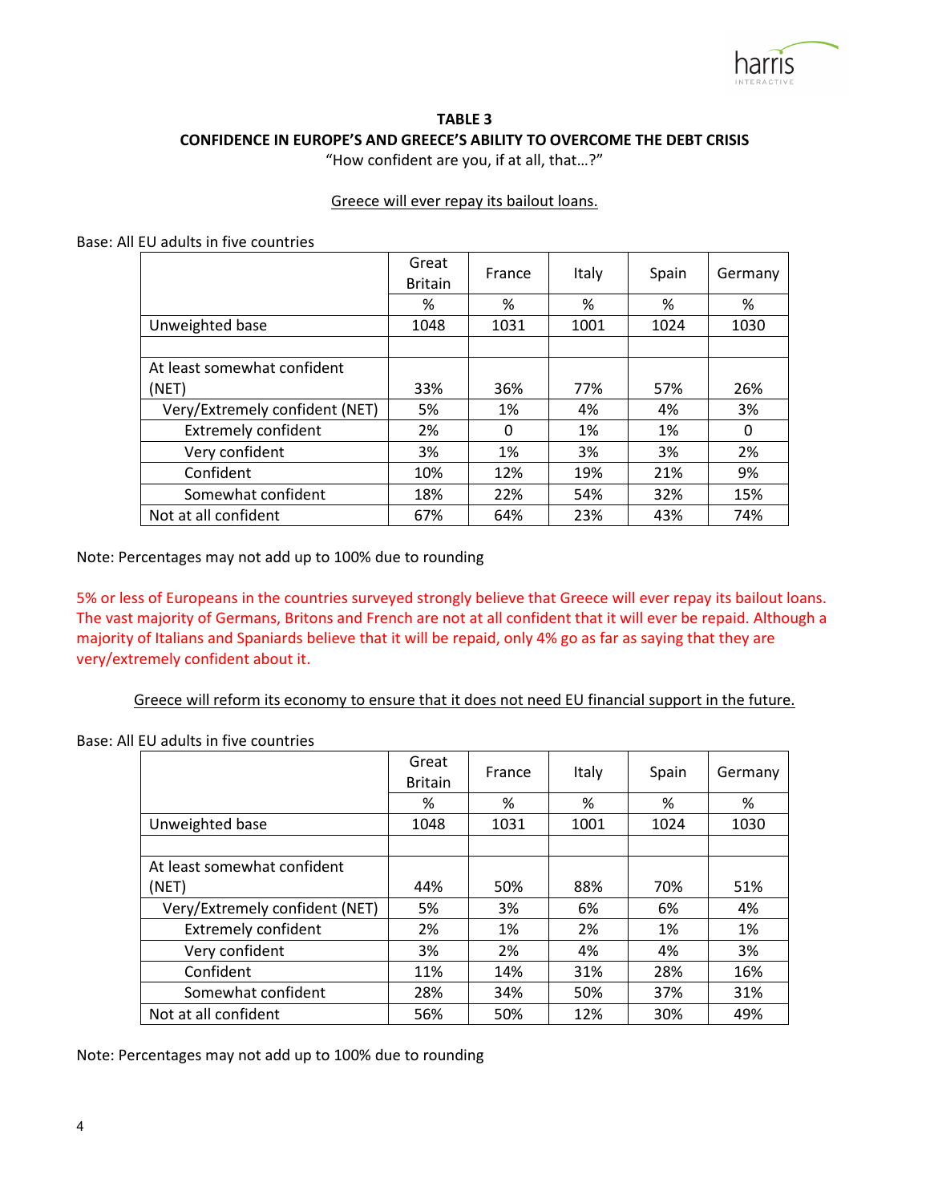**TABLE 3**

**CONFIDENCE IN EUROPE'S AND GREECE'S ABILITY TO OVERCOME THE DEBT CRISIS**

"How confident are you, if at all, that…?"

Greece will ever repay its bailout loans.

Base: All EU adults in five countries

| | Great Britain | France | Italy | Spain | Germany |
|---|---|---|---|---|---|
| | % | % | % | % | % |
| Unweighted base | 1048 | 1031 | 1001 | 1024 | 1030 |
| | | | | | |
| At least somewhat confident (NET) | 33% | 36% | 77% | 57% | 26% |
| Very/Extremely confident (NET) | 5% | 1% | 4% | 4% | 3% |
| Extremely confident | 2% | 0 | 1% | 1% | 0 |
| Very confident | 3% | 1% | 3% | 3% | 2% |
| Confident | 10% | 12% | 19% | 21% | 9% |
| Somewhat confident | 18% | 22% | 54% | 32% | 15% |
| Not at all confident | 67% | 64% | 23% | 43% | 74% |

Note: Percentages may not add up to 100% due to rounding

5% or less of Europeans in the countries surveyed strongly believe that Greece will ever repay its bailout loans. The vast majority of Germans, Britons and French are not at all confident that it will ever be repaid. Although a majority of Italians and Spaniards believe that it will be repaid, only 4% go as far as saying that they are very/extremely confident about it.

Greece will reform its economy to ensure that it does not need EU financial support in the future.

Base: All EU adults in five countries

| | Great Britain | France | Italy | Spain | Germany |
|---|---|---|---|---|---|
| | % | % | % | % | % |
| Unweighted base | 1048 | 1031 | 1001 | 1024 | 1030 |
| | | | | | |
| At least somewhat confident (NET) | 44% | 50% | 88% | 70% | 51% |
| Very/Extremely confident (NET) | 5% | 3% | 6% | 6% | 4% |
| Extremely confident | 2% | 1% | 2% | 1% | 1% |
| Very confident | 3% | 2% | 4% | 4% | 3% |
| Confident | 11% | 14% | 31% | 28% | 16% |
| Somewhat confident | 28% | 34% | 50% | 37% | 31% |
| Not at all confident | 56% | 50% | 12% | 30% | 49% |

Note: Percentages may not add up to 100% due to rounding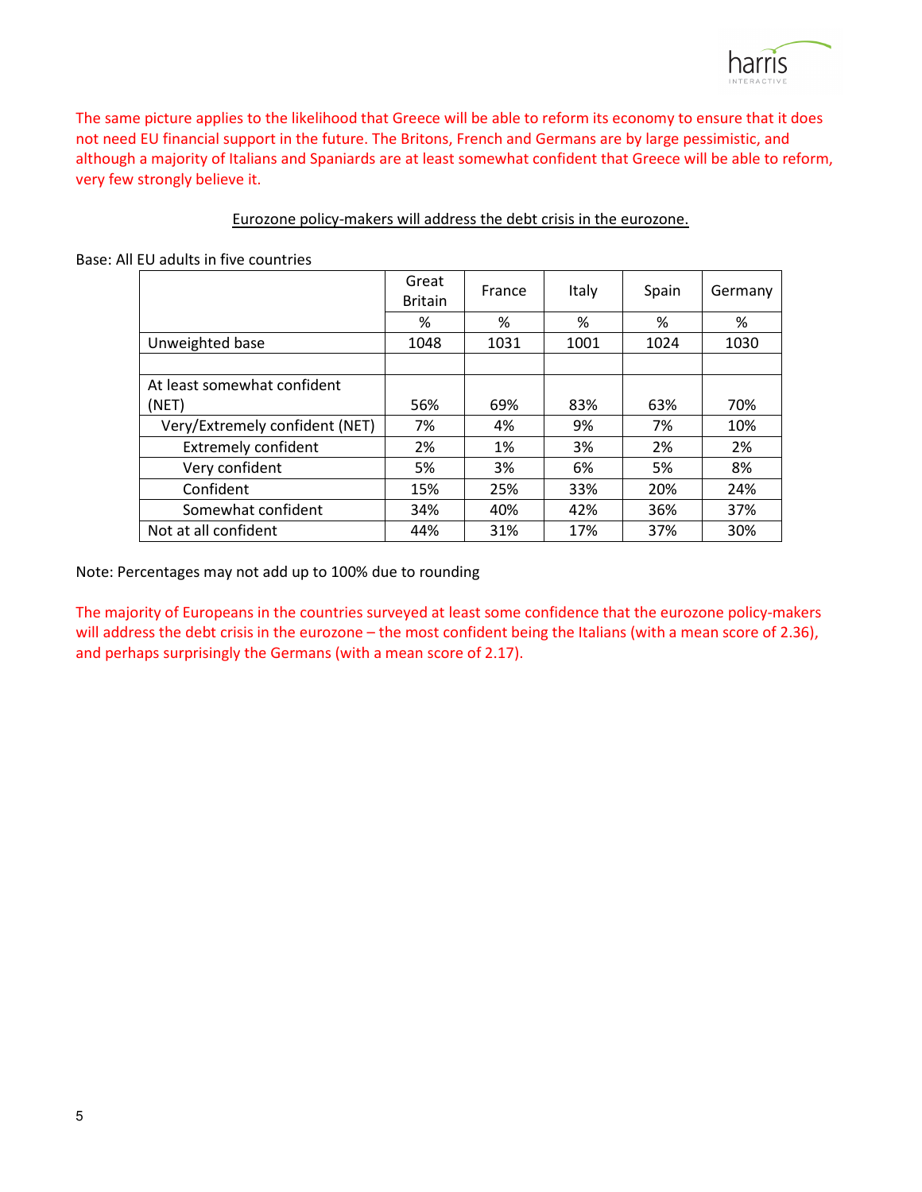The same picture applies to the likelihood that Greece will be able to reform its economy to ensure that it does not need EU financial support in the future. The Britons, French and Germans are by large pessimistic, and although a majority of Italians and Spaniards are at least somewhat confident that Greece will be able to reform, very few strongly believe it.

<u>Eurozone policy-makers will address the debt crisis in the eurozone.</u>

Base: All EU adults in five countries

| | Great Britain | France | Italy | Spain | Germany |
|---|---|---|---|---|---|
| | % | % | % | % | % |
| Unweighted base | 1048 | 1031 | 1001 | 1024 | 1030 |
| | | | | | |
| At least somewhat confident (NET) | 56% | 69% | 83% | 63% | 70% |
| Very/Extremely confident (NET) | 7% | 4% | 9% | 7% | 10% |
| Extremely confident | 2% | 1% | 3% | 2% | 2% |
| Very confident | 5% | 3% | 6% | 5% | 8% |
| Confident | 15% | 25% | 33% | 20% | 24% |
| Somewhat confident | 34% | 40% | 42% | 36% | 37% |
| Not at all confident | 44% | 31% | 17% | 37% | 30% |

Note: Percentages may not add up to 100% due to rounding

The majority of Europeans in the countries surveyed at least some confidence that the eurozone policy-makers will address the debt crisis in the eurozone – the most confident being the Italians (with a mean score of 2.36), and perhaps surprisingly the Germans (with a mean score of 2.17).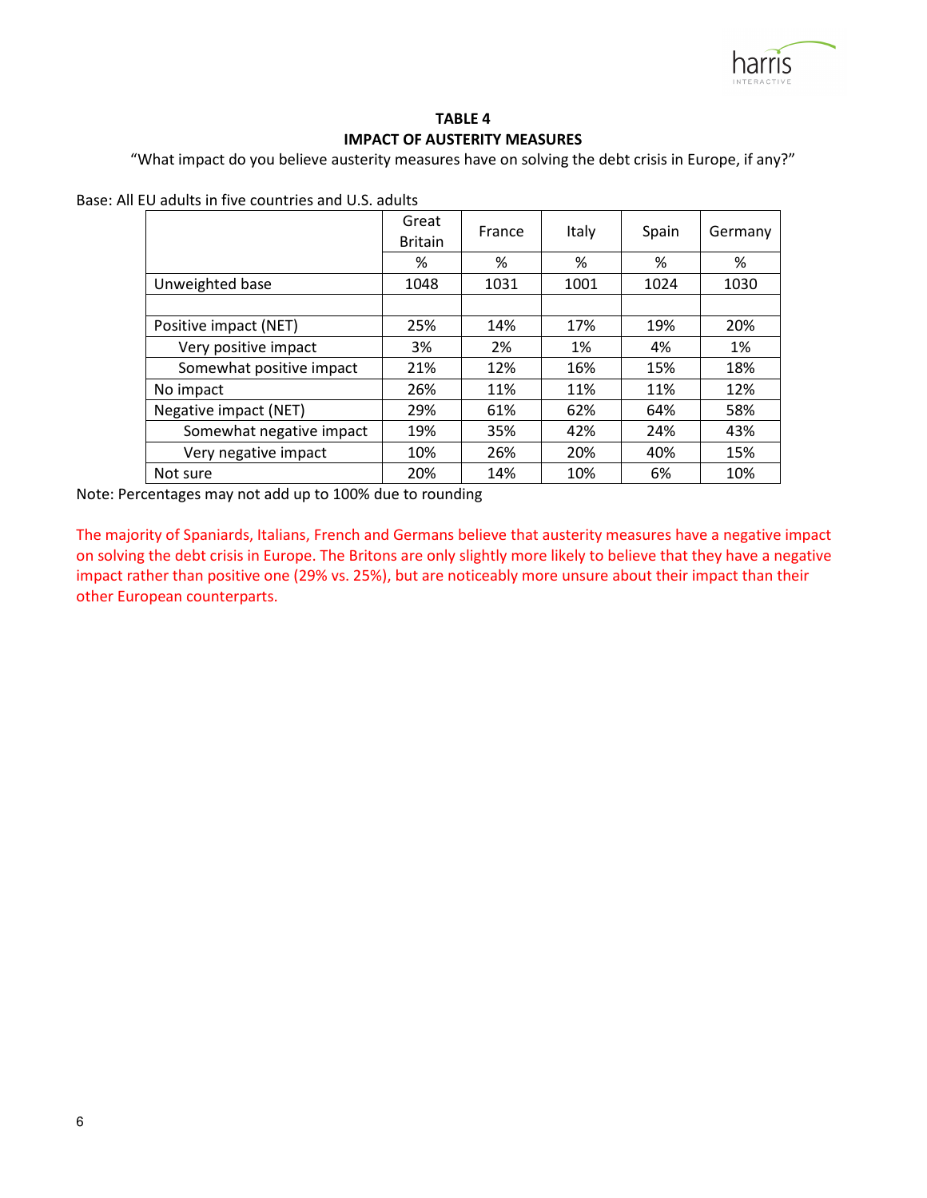**TABLE 4**

**IMPACT OF AUSTERITY MEASURES**

"What impact do you believe austerity measures have on solving the debt crisis in Europe, if any?"

Base: All EU adults in five countries and U.S. adults

| | Great Britain | France | Italy | Spain | Germany |
|---|---|---|---|---|---|
| | % | % | % | % | % |
| Unweighted base | 1048 | 1031 | 1001 | 1024 | 1030 |
| | | | | | |
| Positive impact (NET) | 25% | 14% | 17% | 19% | 20% |
| Very positive impact | 3% | 2% | 1% | 4% | 1% |
| Somewhat positive impact | 21% | 12% | 16% | 15% | 18% |
| No impact | 26% | 11% | 11% | 11% | 12% |
| Negative impact (NET) | 29% | 61% | 62% | 64% | 58% |
| Somewhat negative impact | 19% | 35% | 42% | 24% | 43% |
| Very negative impact | 10% | 26% | 20% | 40% | 15% |
| Not sure | 20% | 14% | 10% | 6% | 10% |

Note: Percentages may not add up to 100% due to rounding

The majority of Spaniards, Italians, French and Germans believe that austerity measures have a negative impact on solving the debt crisis in Europe. The Britons are only slightly more likely to believe that they have a negative impact rather than positive one (29% vs. 25%), but are noticeably more unsure about their impact than their other European counterparts.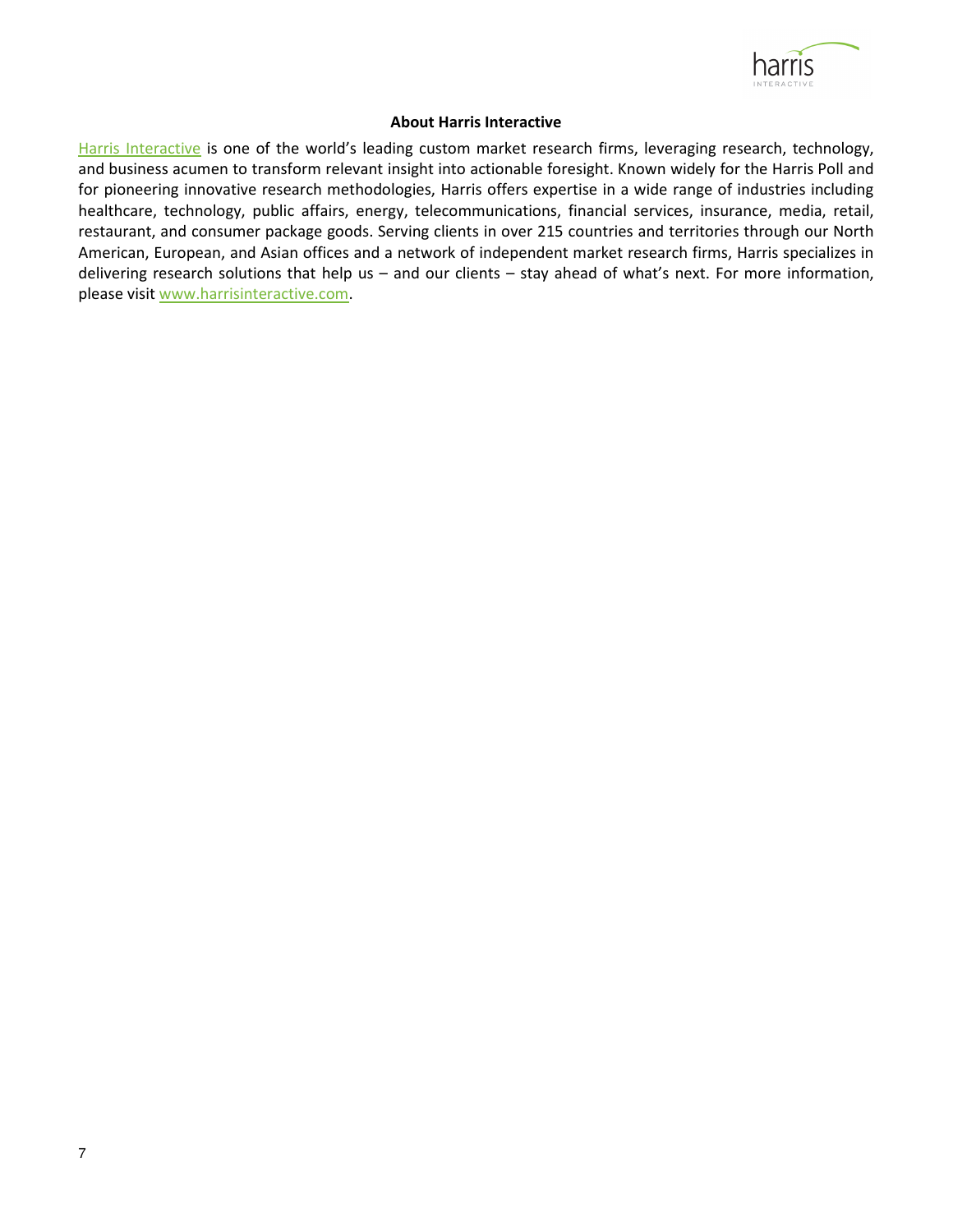**About Harris Interactive**

Harris Interactive is one of the world's leading custom market research firms, leveraging research, technology, and business acumen to transform relevant insight into actionable foresight. Known widely for the Harris Poll and for pioneering innovative research methodologies, Harris offers expertise in a wide range of industries including healthcare, technology, public affairs, energy, telecommunications, financial services, insurance, media, retail, restaurant, and consumer package goods. Serving clients in over 215 countries and territories through our North American, European, and Asian offices and a network of independent market research firms, Harris specializes in delivering research solutions that help us – and our clients – stay ahead of what's next. For more information, please visit www.harrisinteractive.com.